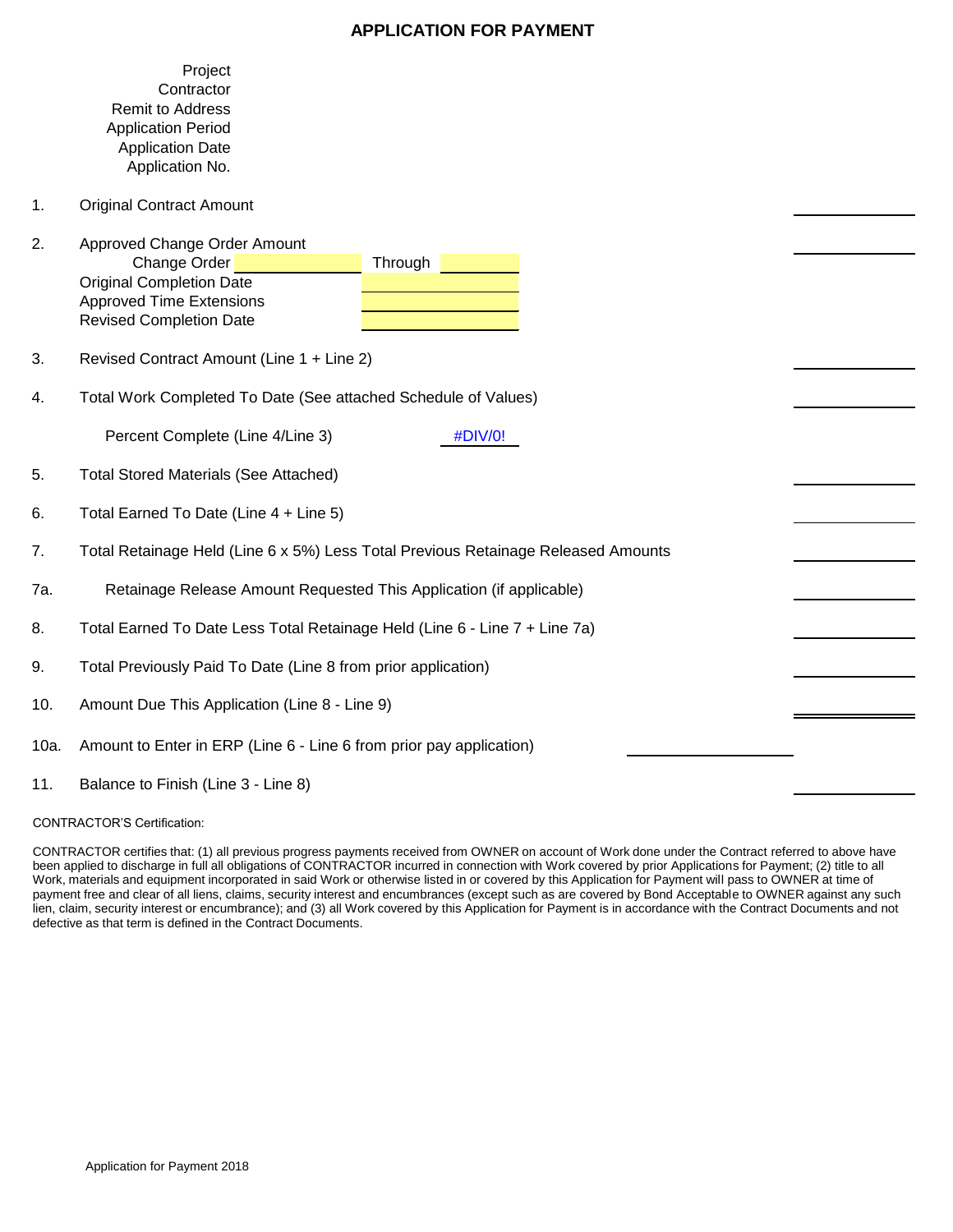# APPLICATION FOR PAYMENT

Project
Contractor
Remit to Address
Application Period
Application Date
Application No.

1. Original Contract Amount

2. Approved Change Order Amount
   Change Order \_\_\_\_\_\_\_\_ Through \_\_\_\_\_\_\_\_
   Original Completion Date
   Approved Time Extensions
   Revised Completion Date

3. Revised Contract Amount (Line 1 + Line 2)

4. Total Work Completed To Date (See attached Schedule of Values)

   Percent Complete (Line 4/Line 3) #DIV/0!

5. Total Stored Materials (See Attached)

6. Total Earned To Date (Line 4 + Line 5)

7. Total Retainage Held (Line 6 x 5%) Less Total Previous Retainage Released Amounts

7a. Retainage Release Amount Requested This Application (if applicable)

8. Total Earned To Date Less Total Retainage Held (Line 6 - Line 7 + Line 7a)

9. Total Previously Paid To Date (Line 8 from prior application)

10. Amount Due This Application (Line 8 - Line 9)

10a. Amount to Enter in ERP (Line 6 - Line 6 from prior pay application)

11. Balance to Finish (Line 3 - Line 8)

CONTRACTOR'S Certification:

CONTRACTOR certifies that: (1) all previous progress payments received from OWNER on account of Work done under the Contract referred to above have been applied to discharge in full all obligations of CONTRACTOR incurred in connection with Work covered by prior Applications for Payment; (2) title to all Work, materials and equipment incorporated in said Work or otherwise listed in or covered by this Application for Payment will pass to OWNER at time of payment free and clear of all liens, claims, security interest and encumbrances (except such as are covered by Bond Acceptable to OWNER against any such lien, claim, security interest or encumbrance); and (3) all Work covered by this Application for Payment is in accordance with the Contract Documents and not defective as that term is defined in the Contract Documents.

Application for Payment 2018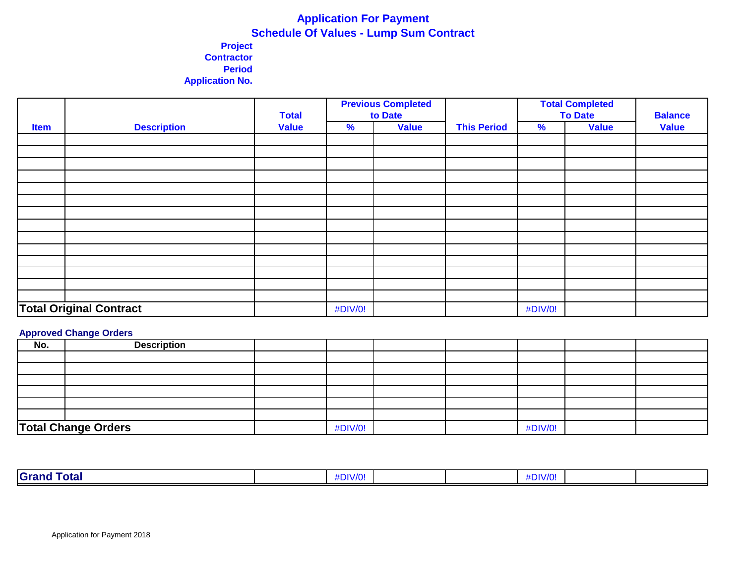# Application For Payment
## Schedule Of Values - Lump Sum Contract

**Project**
**Contractor**
**Period**
**Application No.**

| Item | Description | Total Value | Previous Completed to Date | | This Period | Total Completed To Date | | Balance Value |
|---|---|---|---|---|---|---|---|---|
| | | | % | Value | | % | Value | |
| | | | | | | | | |
| | | | | | | | | |
| | | | | | | | | |
| | | | | | | | | |
| | | | | | | | | |
| | | | | | | | | |
| | | | | | | | | |
| | | | | | | | | |
| | | | | | | | | |
| | | | | | | | | |
| | | | | | | | | |
| | | | | | | | | |
| | | | | | | | | |
| | | | | | | | | |
| **Total Original Contract** | | | #DIV/0! | | | #DIV/0! | | |

**Approved Change Orders**

| No. | Description | | | | | | | |
|---|---|---|---|---|---|---|---|---|
| | | | | | | | | |
| | | | | | | | | |
| | | | | | | | | |
| | | | | | | | | |
| | | | | | | | | |
| | | | | | | | | |
| **Total Change Orders** | | | #DIV/0! | | | #DIV/0! | | |

| **Grand Total** | | | #DIV/0! | | | #DIV/0! | | |
|---|---|---|---|---|---|---|---|---|

Application for Payment 2018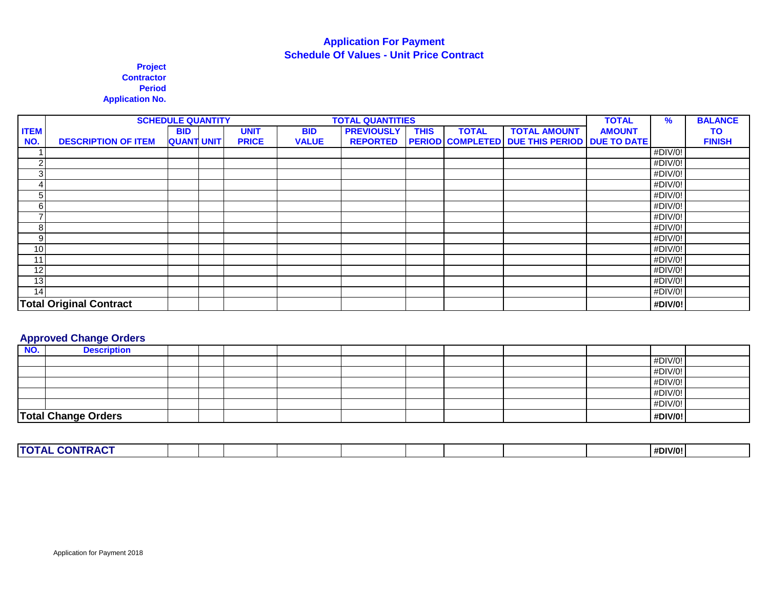## Application For Payment
## Schedule Of Values - Unit Price Contract

**Project**
**Contractor**
**Period**
**Application No.**

| | SCHEDULE QUANTITY | | | | TOTAL QUANTITIES | | | | TOTAL | % | BALANCE |
|---|---|---|---|---|---|---|---|---|---|---|---|
| **ITEM NO.** | **DESCRIPTION OF ITEM** | **BID QUANT** | **UNIT** | **UNIT PRICE** | **BID VALUE** | **PREVIOUSLY REPORTED** | **THIS PERIOD** | **TOTAL COMPLETED** | **TOTAL AMOUNT DUE THIS PERIOD** | **AMOUNT DUE TO DATE** | | **TO FINISH** |
| 1 | | | | | | | | | | | #DIV/0! | |
| 2 | | | | | | | | | | | #DIV/0! | |
| 3 | | | | | | | | | | | #DIV/0! | |
| 4 | | | | | | | | | | | #DIV/0! | |
| 5 | | | | | | | | | | | #DIV/0! | |
| 6 | | | | | | | | | | | #DIV/0! | |
| 7 | | | | | | | | | | | #DIV/0! | |
| 8 | | | | | | | | | | | #DIV/0! | |
| 9 | | | | | | | | | | | #DIV/0! | |
| 10 | | | | | | | | | | | #DIV/0! | |
| 11 | | | | | | | | | | | #DIV/0! | |
| 12 | | | | | | | | | | | #DIV/0! | |
| 13 | | | | | | | | | | | #DIV/0! | |
| 14 | | | | | | | | | | | #DIV/0! | |
| **Total Original Contract** | | | | | | | | | | | **#DIV/0!** | |

### Approved Change Orders

| NO. | Description | | | | | | | | | | | |
|---|---|---|---|---|---|---|---|---|---|---|---|---|
| | | | | | | | | | | | #DIV/0! | |
| | | | | | | | | | | | #DIV/0! | |
| | | | | | | | | | | | #DIV/0! | |
| | | | | | | | | | | | #DIV/0! | |
| | | | | | | | | | | | #DIV/0! | |
| **Total Change Orders** | | | | | | | | | | | **#DIV/0!** | |

| **TOTAL CONTRACT** | | | | | | | | | | | **#DIV/0!** | |
|---|---|---|---|---|---|---|---|---|---|---|---|---|

Application for Payment 2018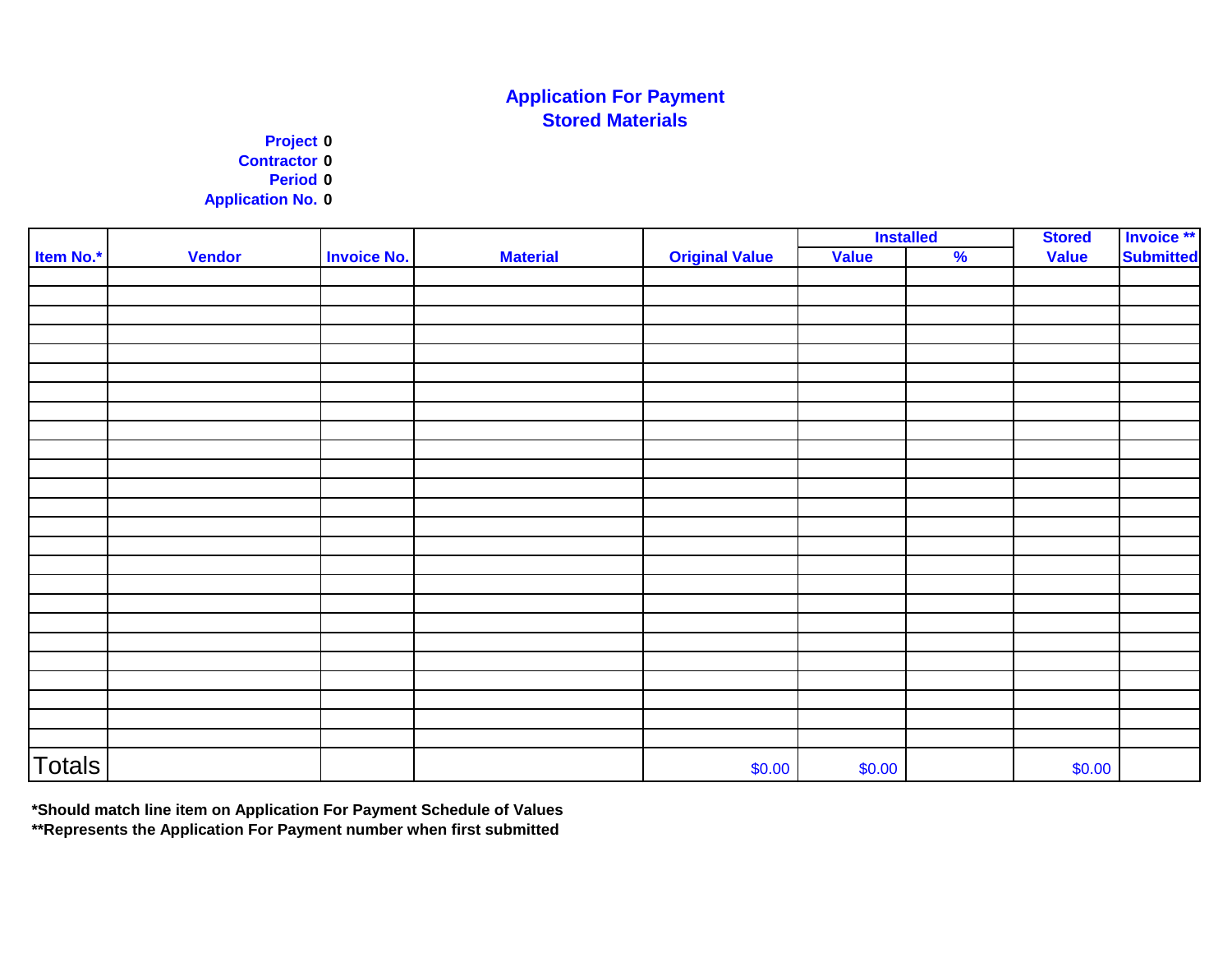# Application For Payment
## Stored Materials

**Project** 0
**Contractor** 0
**Period** 0
**Application No.** 0

| Item No.* | Vendor | Invoice No. | Material | Original Value | Installed | | Stored | Invoice ** |
|---|---|---|---|---|---|---|---|---|
| | | | | | Value | % | Value | Submitted |
| | | | | | | | | |
| | | | | | | | | |
| | | | | | | | | |
| | | | | | | | | |
| | | | | | | | | |
| | | | | | | | | |
| | | | | | | | | |
| | | | | | | | | |
| | | | | | | | | |
| | | | | | | | | |
| | | | | | | | | |
| | | | | | | | | |
| | | | | | | | | |
| | | | | | | | | |
| | | | | | | | | |
| | | | | | | | | |
| | | | | | | | | |
| | | | | | | | | |
| | | | | | | | | |
| | | | | | | | | |
| | | | | | | | | |
| | | | | | | | | |
| | | | | | | | | |
| | | | | | | | | |
| | | | | | | | | |
| Totals | | | | $0.00 | $0.00 | | $0.00 | |

**\*Should match line item on Application For Payment Schedule of Values**
**\*\*Represents the Application For Payment number when first submitted**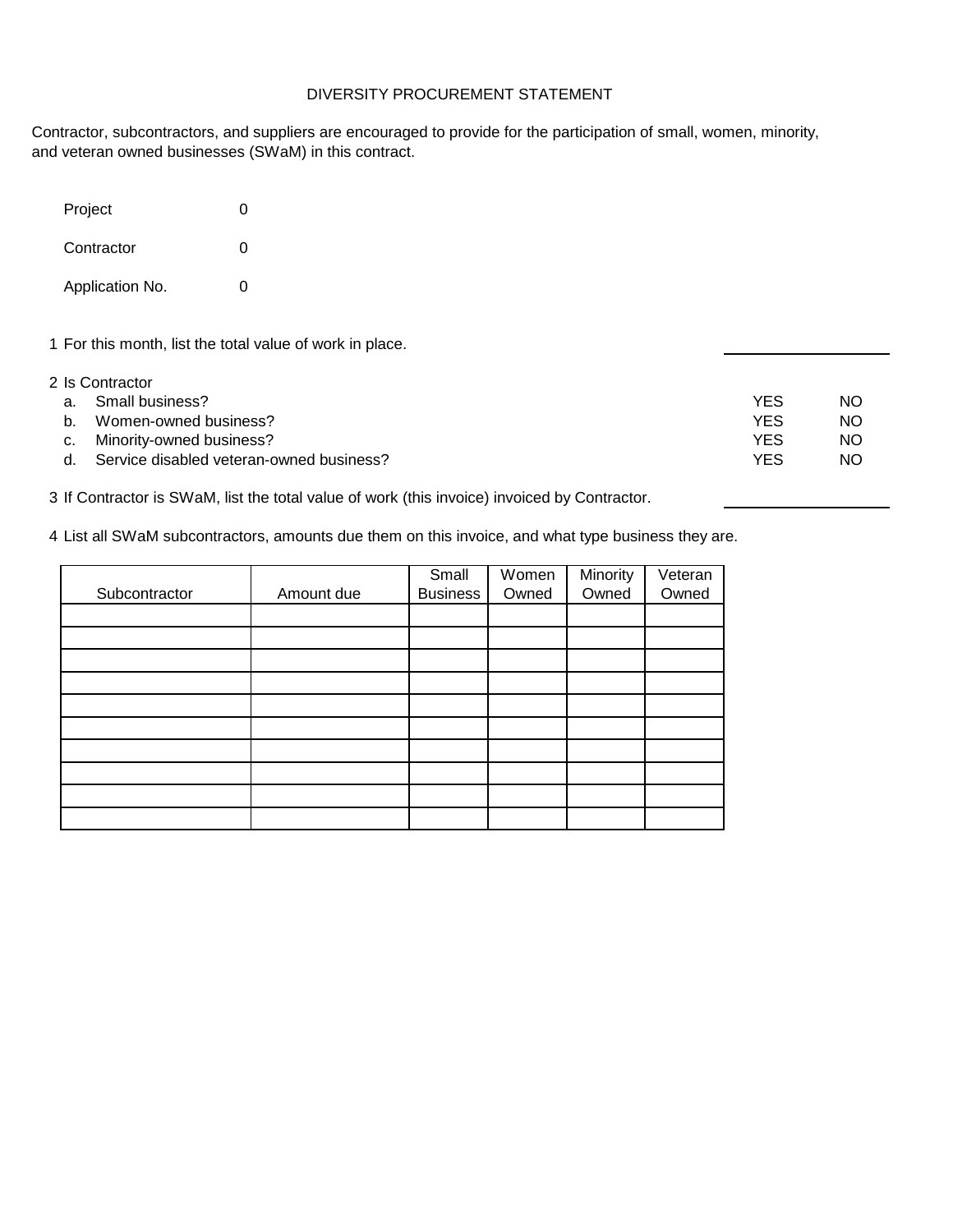# DIVERSITY PROCUREMENT STATEMENT

Contractor, subcontractors, and suppliers are encouraged to provide for the participation of small, women, minority, and veteran owned businesses (SWaM) in this contract.

Project 0

Contractor 0

Application No. 0

1 For this month, list the total value of work in place. \_\_\_\_\_\_\_\_\_\_\_\_\_\_\_\_

2 Is Contractor

a. Small business? YES NO

b. Women-owned business? YES NO

c. Minority-owned business? YES NO

d. Service disabled veteran-owned business? YES NO

3 If Contractor is SWaM, list the total value of work (this invoice) invoiced by Contractor. \_\_\_\_\_\_\_\_\_\_\_\_\_\_\_\_

4 List all SWaM subcontractors, amounts due them on this invoice, and what type business they are.

| Subcontractor | Amount due | Small Business | Women Owned | Minority Owned | Veteran Owned |
|---|---|---|---|---|---|
| | | | | | |
| | | | | | |
| | | | | | |
| | | | | | |
| | | | | | |
| | | | | | |
| | | | | | |
| | | | | | |
| | | | | | |
| | | | | | |